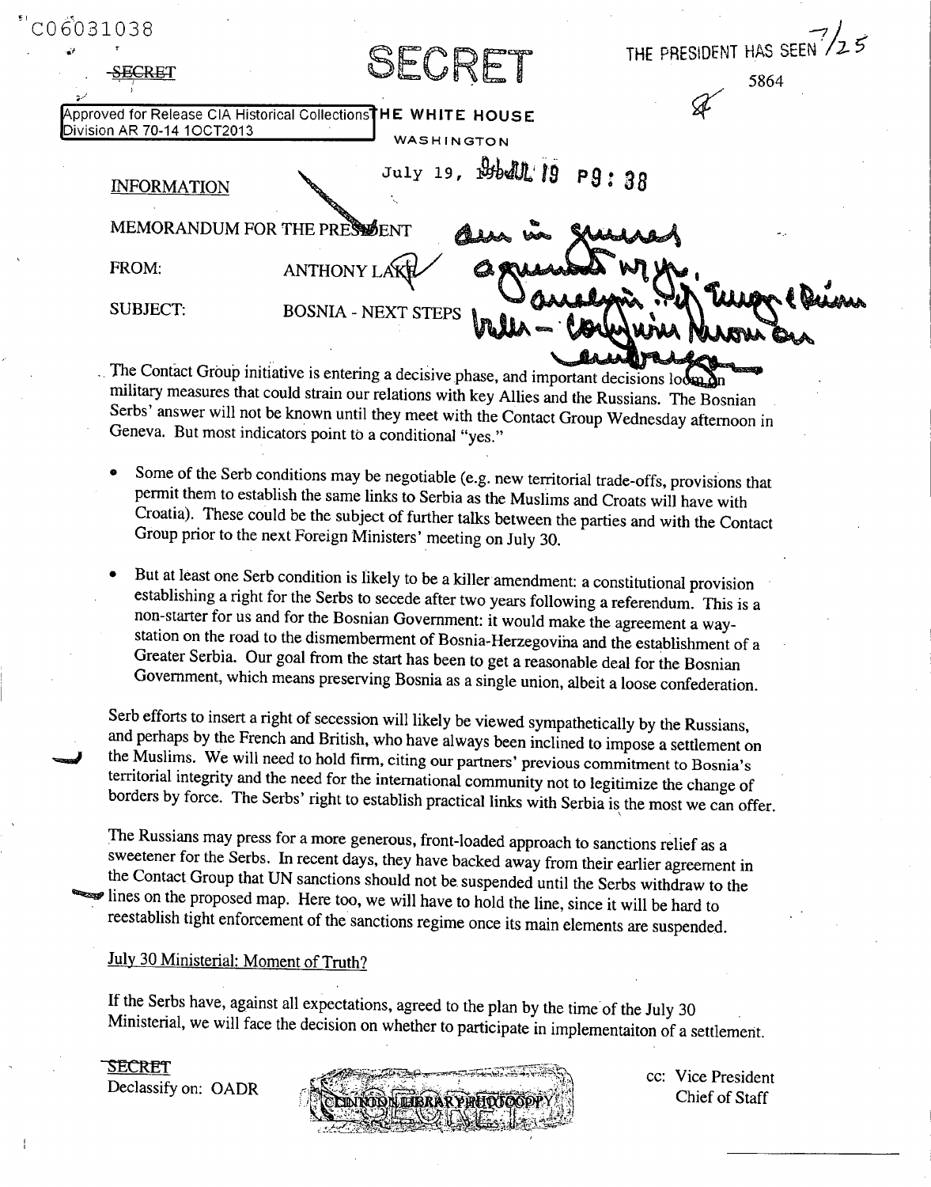C06031038

SECRET

SECRET

THE PRESIDENT HAS SEEN 7/25

5864

Approved for Release CIA Historical Collections Division AR 70-14 1OCT2013

THE WHITE HOUSE

WASHINGTON

July 19, 94 JUL 19 P9:38

INFORMATION

MEMORANDUM FOR THE PRESIDENT

FROM: ANTHONY LAKE

SUBJECT: BOSNIA - NEXT STEPS

Am in general agreement w/ the analysis, esp. Europe & Russia, but - concern re: emphasis on embargo

The Contact Group initiative is entering a decisive phase, and important decisions loom on military measures that could strain our relations with key Allies and the Russians. The Bosnian Serbs' answer will not be known until they meet with the Contact Group Wednesday afternoon in Geneva. But most indicators point to a conditional "yes."

- Some of the Serb conditions may be negotiable (e.g. new territorial trade-offs, provisions that permit them to establish the same links to Serbia as the Muslims and Croats will have with Croatia). These could be the subject of further talks between the parties and with the Contact Group prior to the next Foreign Ministers' meeting on July 30.
- But at least one Serb condition is likely to be a killer amendment: a constitutional provision establishing a right for the Serbs to secede after two years following a referendum. This is a non-starter for us and for the Bosnian Government: it would make the agreement a way-station on the road to the dismemberment of Bosnia-Herzegovina and the establishment of a Greater Serbia. Our goal from the start has been to get a reasonable deal for the Bosnian Government, which means preserving Bosnia as a single union, albeit a loose confederation.

Serb efforts to insert a right of secession will likely be viewed sympathetically by the Russians, and perhaps by the French and British, who have always been inclined to impose a settlement on the Muslims. We will need to hold firm, citing our partners' previous commitment to Bosnia's territorial integrity and the need for the international community not to legitimize the change of borders by force. The Serbs' right to establish practical links with Serbia is the most we can offer.

The Russians may press for a more generous, front-loaded approach to sanctions relief as a sweetener for the Serbs. In recent days, they have backed away from their earlier agreement in the Contact Group that UN sanctions should not be suspended until the Serbs withdraw to the lines on the proposed map. Here too, we will have to hold the line, since it will be hard to reestablish tight enforcement of the sanctions regime once its main elements are suspended.

## July 30 Ministerial: Moment of Truth?

If the Serbs have, against all expectations, agreed to the plan by the time of the July 30 Ministerial, we will face the decision on whether to participate in implementaiton of a settlement.

SECRET
Declassify on: OADR

CLINTON LIBRARY PHOTOCOPY

cc: Vice President
Chief of Staff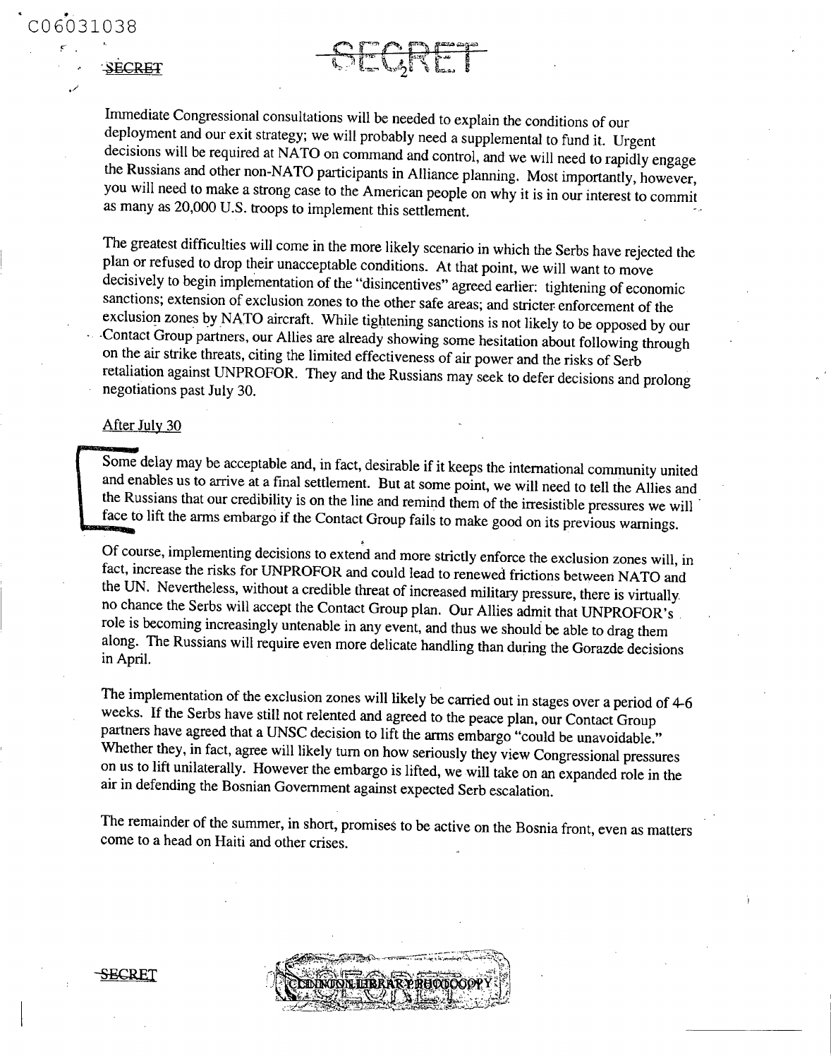Immediate Congressional consultations will be needed to explain the conditions of our deployment and our exit strategy; we will probably need a supplemental to fund it. Urgent decisions will be required at NATO on command and control, and we will need to rapidly engage the Russians and other non-NATO participants in Alliance planning. Most importantly, however, you will need to make a strong case to the American people on why it is in our interest to commit as many as 20,000 U.S. troops to implement this settlement.

The greatest difficulties will come in the more likely scenario in which the Serbs have rejected the plan or refused to drop their unacceptable conditions. At that point, we will want to move decisively to begin implementation of the "disincentives" agreed earlier: tightening of economic sanctions; extension of exclusion zones to the other safe areas; and stricter enforcement of the exclusion zones by NATO aircraft. While tightening sanctions is not likely to be opposed by our Contact Group partners, our Allies are already showing some hesitation about following through on the air strike threats, citing the limited effectiveness of air power and the risks of Serb retaliation against UNPROFOR. They and the Russians may seek to defer decisions and prolong negotiations past July 30.

After July 30

Some delay may be acceptable and, in fact, desirable if it keeps the international community united and enables us to arrive at a final settlement. But at some point, we will need to tell the Allies and the Russians that our credibility is on the line and remind them of the irresistible pressures we will face to lift the arms embargo if the Contact Group fails to make good on its previous warnings.

Of course, implementing decisions to extend and more strictly enforce the exclusion zones will, in fact, increase the risks for UNPROFOR and could lead to renewed frictions between NATO and the UN. Nevertheless, without a credible threat of increased military pressure, there is virtually no chance the Serbs will accept the Contact Group plan. Our Allies admit that UNPROFOR's role is becoming increasingly untenable in any event, and thus we should be able to drag them along. The Russians will require even more delicate handling than during the Gorazde decisions in April.

The implementation of the exclusion zones will likely be carried out in stages over a period of 4-6 weeks. If the Serbs have still not relented and agreed to the peace plan, our Contact Group partners have agreed that a UNSC decision to lift the arms embargo "could be unavoidable." Whether they, in fact, agree will likely turn on how seriously they view Congressional pressures on us to lift unilaterally. However the embargo is lifted, we will take on an expanded role in the air in defending the Bosnian Government against expected Serb escalation.

The remainder of the summer, in short, promises to be active on the Bosnia front, even as matters come to a head on Haiti and other crises.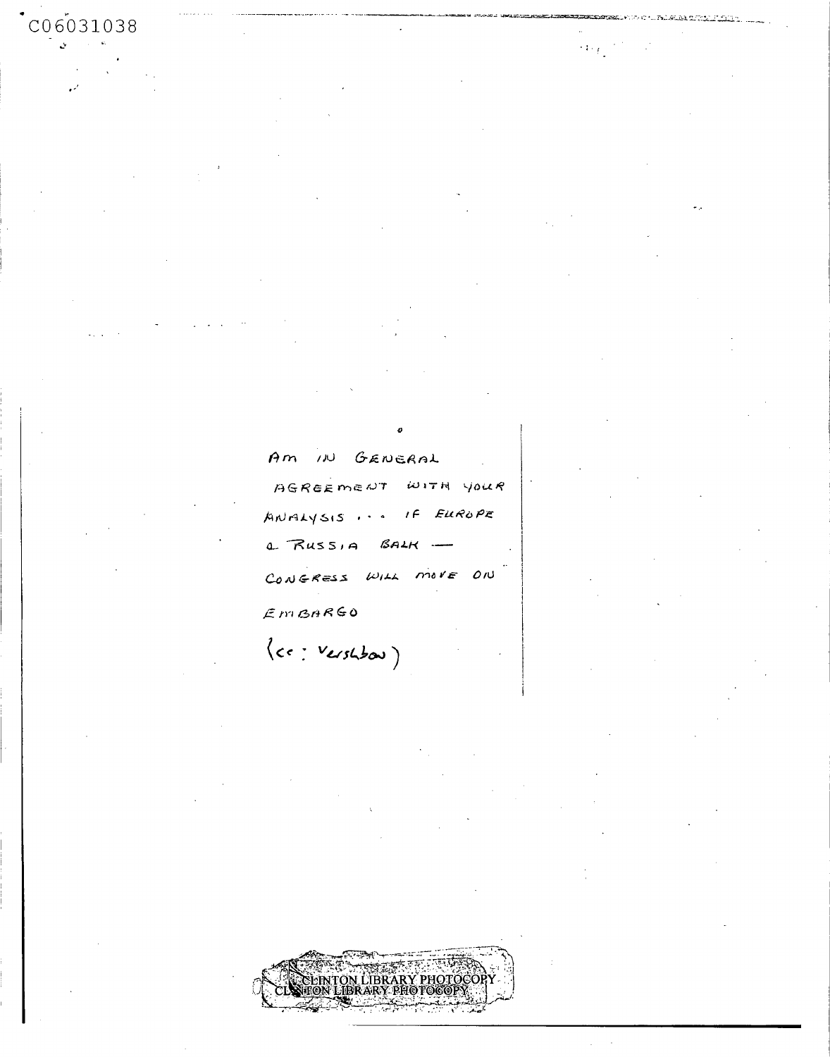AM IN GENERAL AGREEMENT WITH YOUR ANALYSIS . . . IF EUROPE & RUSSIA BALK — CONGRESS WILL MOVE ON EMBARGO

(cc: Vershbow)